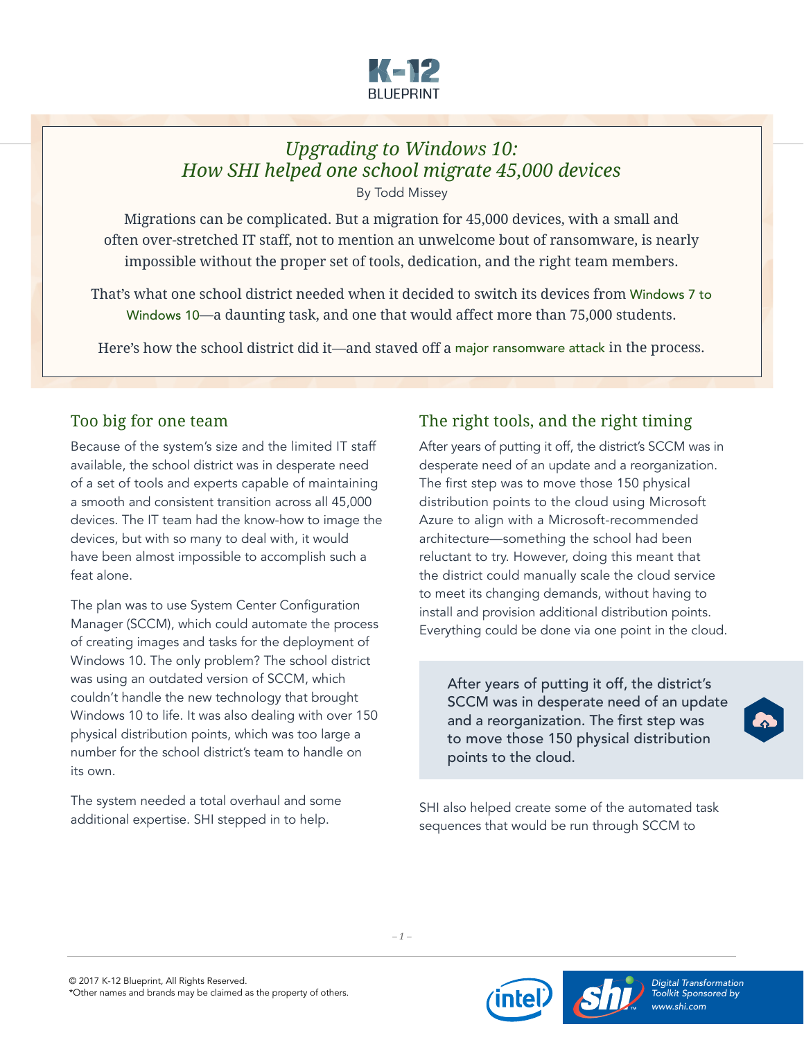# K-12 BLUEPRINT

## *Upgrading to Windows 10: How SHI helped one school migrate 45,000 devices*

By Todd Missey

Migrations can be complicated. But a migration for 45,000 devices, with a small and often over-stretched IT staff, not to mention an unwelcome bout of ransomware, is nearly impossible without the proper set of tools, dedication, and the right team members.

That's what one school district needed when it decided to switch its devices from Windows 7 to Windows 10—a daunting task, and one that would affect more than 75,000 students.

Here's how the school district did it—and staved off a major ransomware attack in the process.

## Too big for one team

Because of the system's size and the limited IT staff available, the school district was in desperate need of a set of tools and experts capable of maintaining a smooth and consistent transition across all 45,000 devices. The IT team had the know-how to image the devices, but with so many to deal with, it would have been almost impossible to accomplish such a feat alone.

The plan was to use System Center Configuration Manager (SCCM), which could automate the process of creating images and tasks for the deployment of Windows 10. The only problem? The school district was using an outdated version of SCCM, which couldn't handle the new technology that brought Windows 10 to life. It was also dealing with over 150 physical distribution points, which was too large a number for the school district's team to handle on its own.

The system needed a total overhaul and some additional expertise. SHI stepped in to help.

## The right tools, and the right timing

After years of putting it off, the district's SCCM was in desperate need of an update and a reorganization. The first step was to move those 150 physical distribution points to the cloud using Microsoft Azure to align with a Microsoft-recommended architecture—something the school had been reluctant to try. However, doing this meant that the district could manually scale the cloud service to meet its changing demands, without having to install and provision additional distribution points. Everything could be done via one point in the cloud.

> After years of putting it off, the district's SCCM was in desperate need of an update and a reorganization. The first step was to move those 150 physical distribution points to the cloud.

SHI also helped create some of the automated task sequences that would be run through SCCM to

© 2017 K-12 Blueprint, All Rights Reserved.
*Other names and brands may be claimed as the property of others.

Digital Transformation Toolkit Sponsored by www.shi.com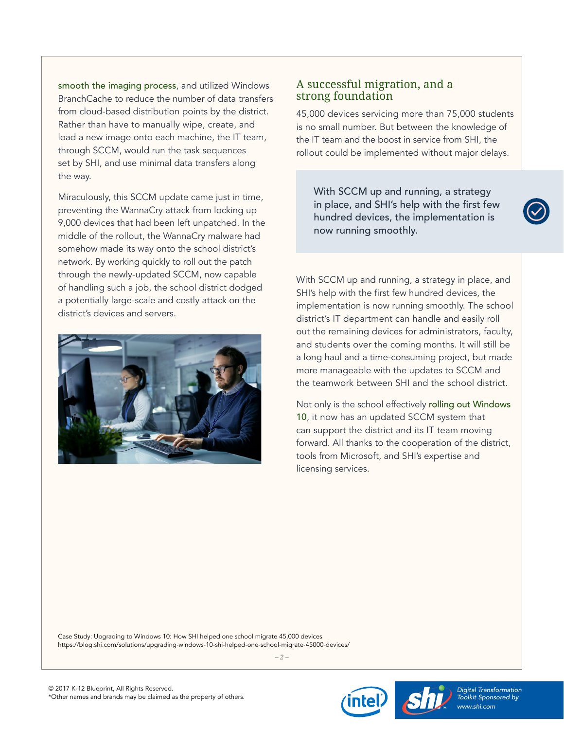smooth the imaging process, and utilized Windows BranchCache to reduce the number of data transfers from cloud-based distribution points by the district. Rather than have to manually wipe, create, and load a new image onto each machine, the IT team, through SCCM, would run the task sequences set by SHI, and use minimal data transfers along the way.

Miraculously, this SCCM update came just in time, preventing the WannaCry attack from locking up 9,000 devices that had been left unpatched. In the middle of the rollout, the WannaCry malware had somehow made its way onto the school district's network. By working quickly to roll out the patch through the newly-updated SCCM, now capable of handling such a job, the school district dodged a potentially large-scale and costly attack on the district's devices and servers.

## A successful migration, and a strong foundation

45,000 devices servicing more than 75,000 students is no small number. But between the knowledge of the IT team and the boost in service from SHI, the rollout could be implemented without major delays.

> With SCCM up and running, a strategy in place, and SHI's help with the first few hundred devices, the implementation is now running smoothly.

With SCCM up and running, a strategy in place, and SHI's help with the first few hundred devices, the implementation is now running smoothly. The school district's IT department can handle and easily roll out the remaining devices for administrators, faculty, and students over the coming months. It will still be a long haul and a time-consuming project, but made more manageable with the updates to SCCM and the teamwork between SHI and the school district.

Not only is the school effectively rolling out Windows 10, it now has an updated SCCM system that can support the district and its IT team moving forward. All thanks to the cooperation of the district, tools from Microsoft, and SHI's expertise and licensing services.

Case Study: Upgrading to Windows 10: How SHI helped one school migrate 45,000 devices
https://blog.shi.com/solutions/upgrading-windows-10-shi-helped-one-school-migrate-45000-devices/

© 2017 K-12 Blueprint, All Rights Reserved.
*Other names and brands may be claimed as the property of others.

Digital Transformation Toolkit Sponsored by www.shi.com